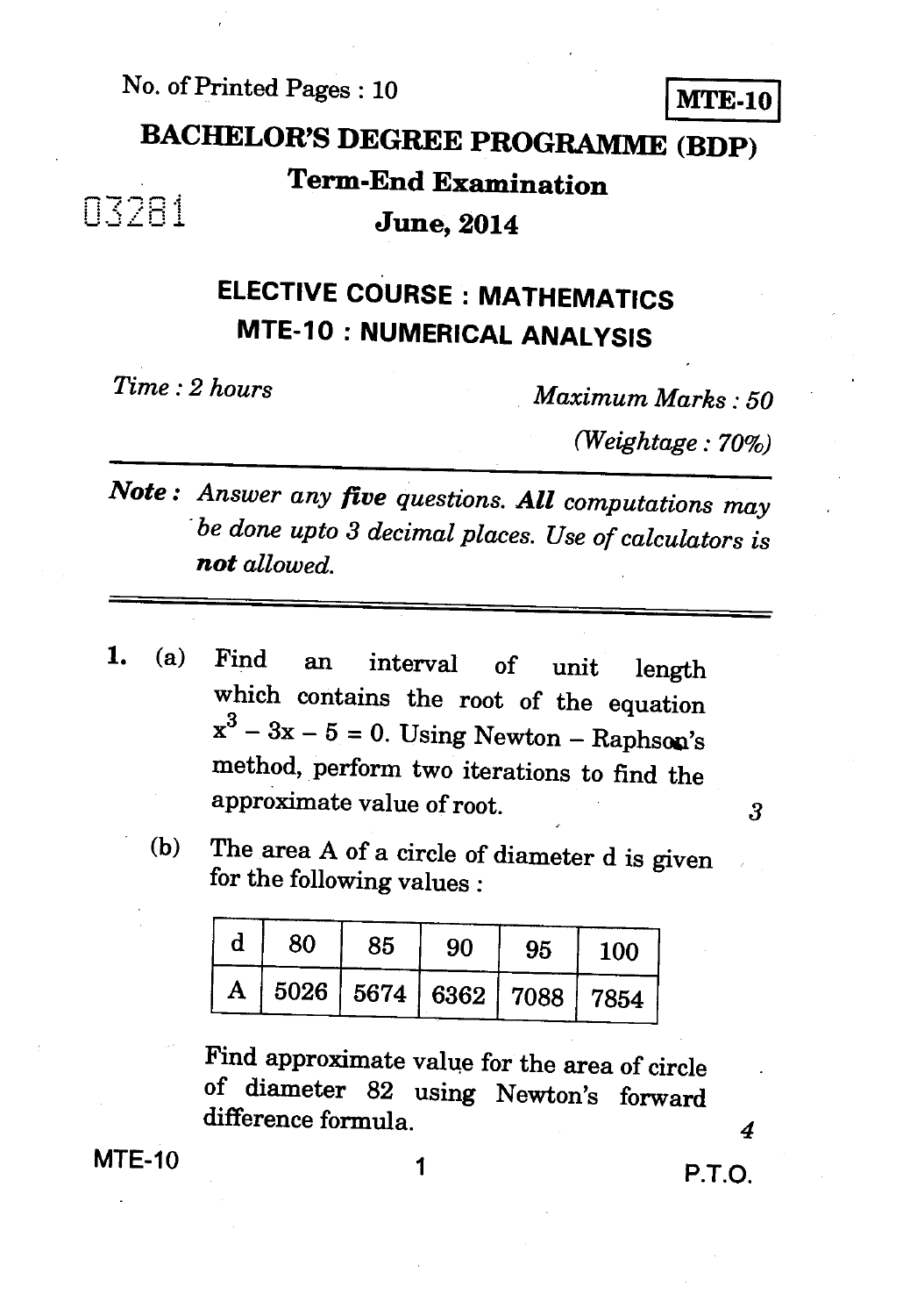No. of Printed Pages : 10

**MTE-10**

# BACHELOR'S DEGREE PROGRAMME (BDP)

## Term-End Examination

03281

## June, 2014

## ELECTIVE COURSE : MATHEMATICS

## MTE-10 : NUMERICAL ANALYSIS

*Time : 2 hours* *Maximum Marks : 50*

*(Weightage : 70%)*

***Note :*** *Answer any **five** questions. **All** computations may be done upto 3 decimal places. Use of calculators is **not** allowed.*

---

**1.** (a) Find an interval of unit length which contains the root of the equation $x^3 - 3x - 5 = 0$. Using Newton – Raphson's method, perform two iterations to find the approximate value of root. 3

(b) The area A of a circle of diameter d is given for the following values :

| d | 80 | 85 | 90 | 95 | 100 |
|---|---|---|---|---|---|
| A | 5026 | 5674 | 6362 | 7088 | 7854 |

Find approximate value for the area of circle of diameter 82 using Newton's forward difference formula. 4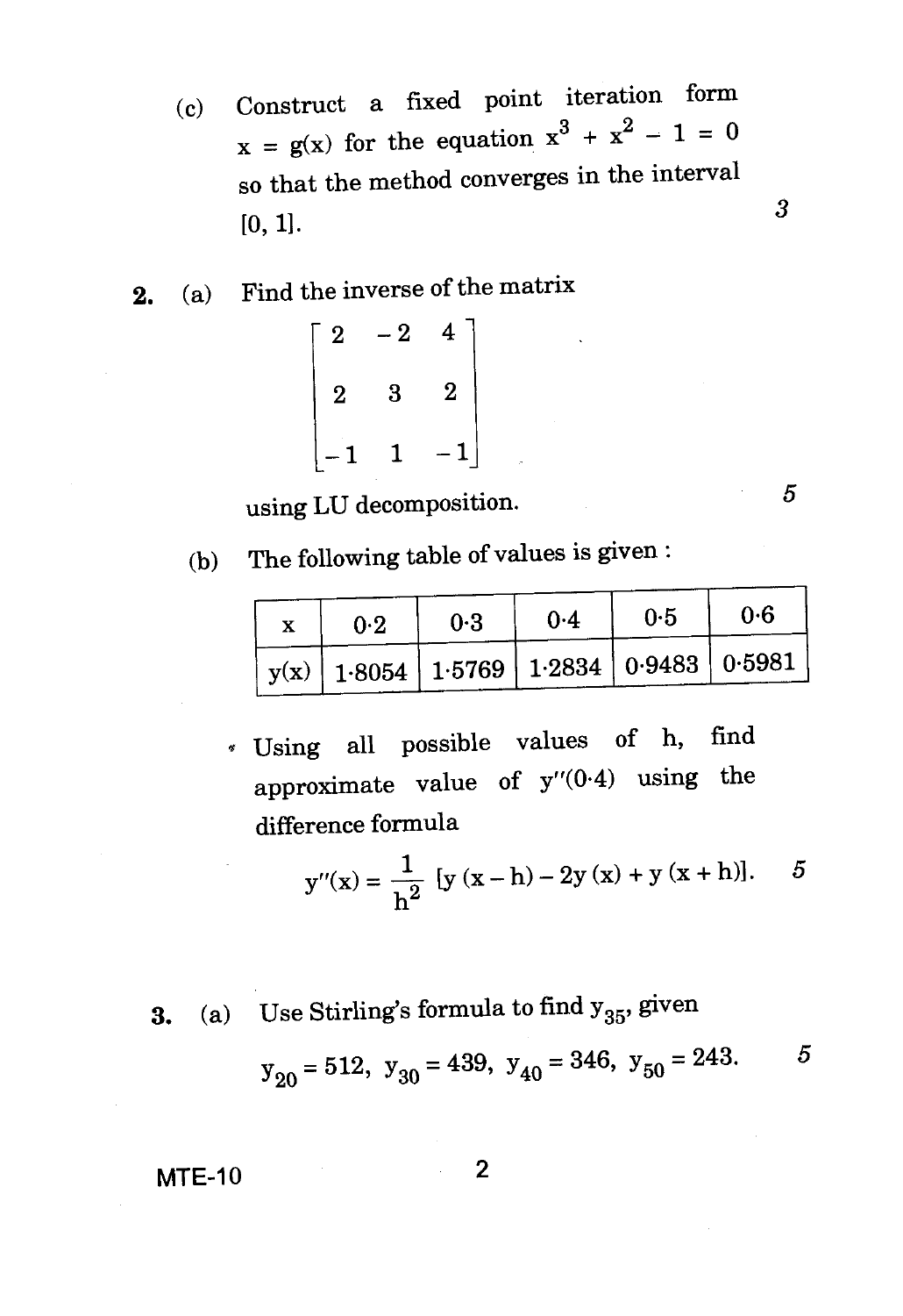(c) Construct a fixed point iteration form $x = g(x)$ for the equation $x^3 + x^2 - 1 = 0$ so that the method converges in the interval $[0, 1]$. *3*

**2.** (a) Find the inverse of the matrix

$$\begin{bmatrix} 2 & -2 & 4 \\ 2 & 3 & 2 \\ -1 & 1 & -1 \end{bmatrix}$$

using LU decomposition. *5*

(b) The following table of values is given :

| x | 0·2 | 0·3 | 0·4 | 0·5 | 0·6 |
|---|---|---|---|---|---|
| y(x) | 1·8054 | 1·5769 | 1·2834 | 0·9483 | 0·5981 |

Using all possible values of h, find approximate value of $y''(0{\cdot}4)$ using the difference formula

$$y''(x) = \frac{1}{h^2}\,[y(x-h) - 2y(x) + y(x+h)].$$ *5*

**3.** (a) Use Stirling's formula to find $y_{35}$, given

$y_{20} = 512,\ y_{30} = 439,\ y_{40} = 346,\ y_{50} = 243.$ *5*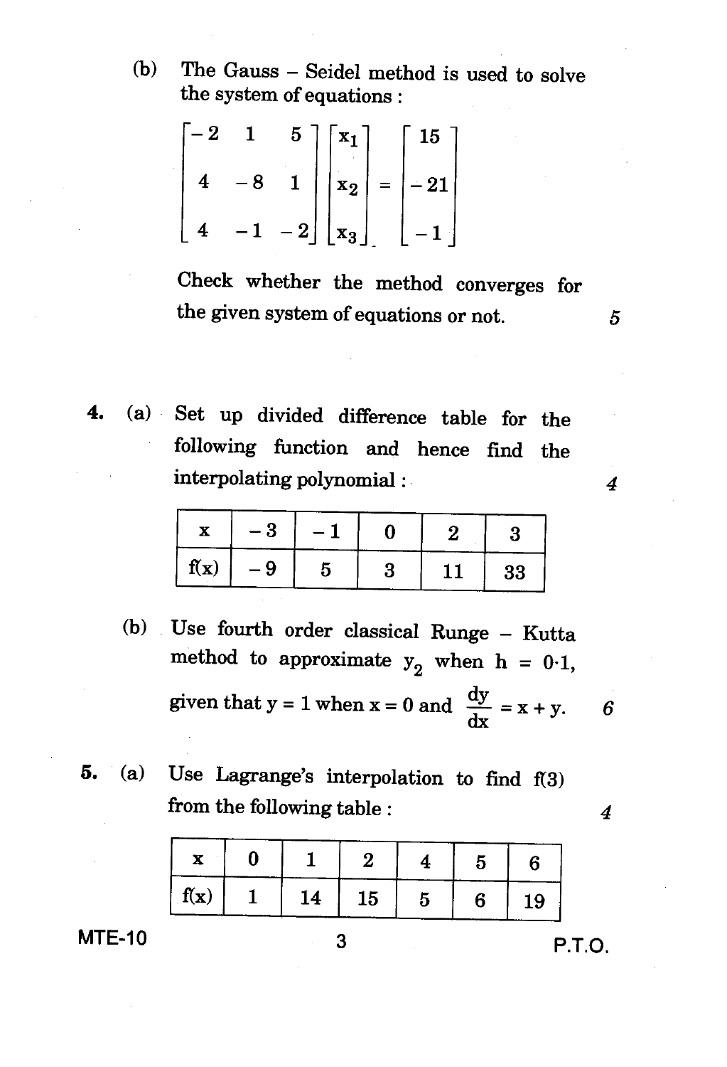(b) The Gauss – Seidel method is used to solve the system of equations :

$$\begin{bmatrix} -2 & 1 & 5 \\ 4 & -8 & 1 \\ 4 & -1 & -2 \end{bmatrix} \begin{bmatrix} x_1 \\ x_2 \\ x_3 \end{bmatrix} = \begin{bmatrix} 15 \\ -21 \\ -1 \end{bmatrix}$$

Check whether the method converges for the given system of equations or not. 5

4. (a) Set up divided difference table for the following function and hence find the interpolating polynomial : 4

| x | − 3 | − 1 | 0 | 2 | 3 |
|---|---|---|---|---|---|
| f(x) | − 9 | 5 | 3 | 11 | 33 |

(b) Use fourth order classical Runge – Kutta method to approximate $y_2$ when $h = 0 \cdot 1$, given that $y = 1$ when $x = 0$ and $\frac{dy}{dx} = x + y$. 6

5. (a) Use Lagrange's interpolation to find f(3) from the following table : 4

| x | 0 | 1 | 2 | 4 | 5 | 6 |
|---|---|---|---|---|---|---|
| f(x) | 1 | 14 | 15 | 5 | 6 | 19 |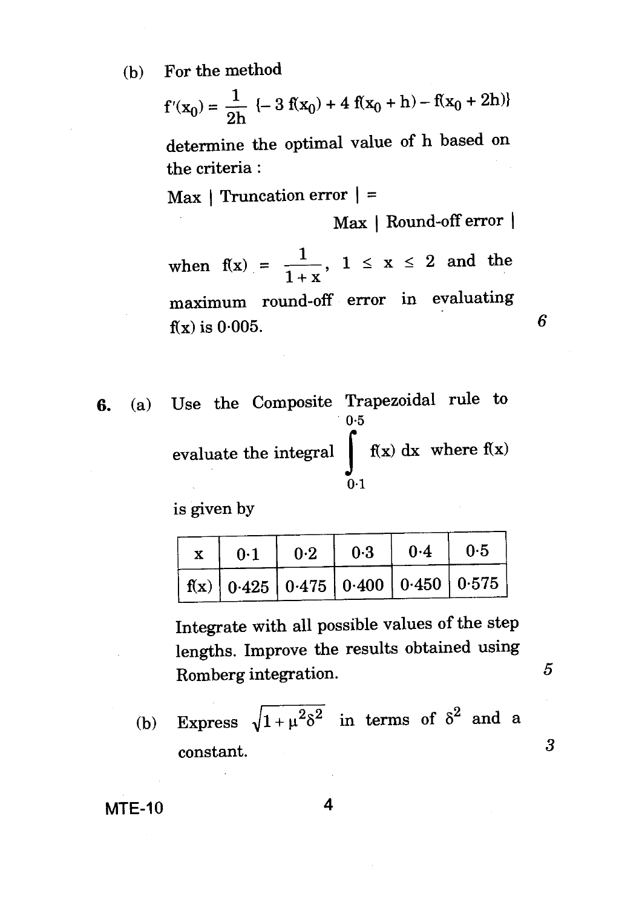(b) For the method

$$f'(x_0) = \frac{1}{2h} \{-3\, f(x_0) + 4\, f(x_0 + h) - f(x_0 + 2h)\}$$

determine the optimal value of h based on the criteria :

Max | Truncation error | = Max | Round-off error |

when $f(x) = \frac{1}{1+x}$, $1 \leq x \leq 2$ and the maximum round-off error in evaluating f(x) is 0·005. *6*

**6.** (a) Use the Composite Trapezoidal rule to evaluate the integral $\int_{0.1}^{0.5} f(x)\, dx$ where f(x) is given by

| x | 0·1 | 0·2 | 0·3 | 0·4 | 0·5 |
|---|---|---|---|---|---|
| f(x) | 0·425 | 0·475 | 0·400 | 0·450 | 0·575 |

Integrate with all possible values of the step lengths. Improve the results obtained using Romberg integration. *5*

(b) Express $\sqrt{1 + \mu^2 \delta^2}$ in terms of $\delta^2$ and a constant. *3*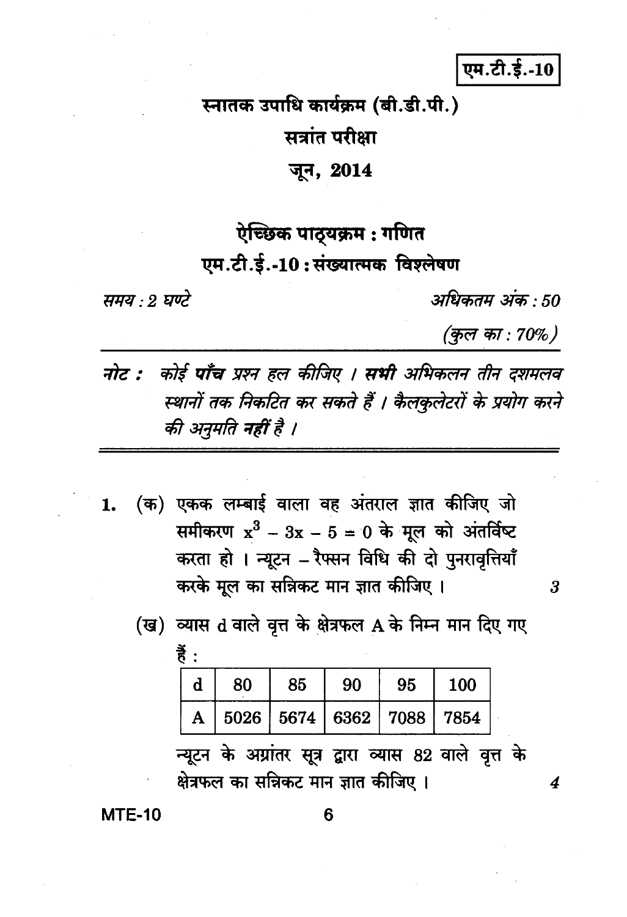एम.टी.ई.-10

# स्नातक उपाधि कार्यक्रम (बी.डी.पी.)

## सत्रांत परीक्षा

## जून, 2014

## ऐच्छिक पाठ्यक्रम : गणित

## एम.टी.ई.-10 : संख्यात्मक विश्लेषण

*समय : 2 घण्टे* *अधिकतम अंक : 50*

*(कुल का : 70%)*

***नोट :*** *कोई **पाँच** प्रश्न हल कीजिए । **सभी** अभिकलन तीन दशमलव स्थानों तक निकटित कर सकते हैं । कैलकुलेटरों के प्रयोग करने की अनुमति **नहीं** है ।*

---

1. (क) एकक लम्बाई वाला वह अंतराल ज्ञात कीजिए जो समीकरण $x^3 - 3x - 5 = 0$ के मूल को अंतर्विष्ट करता हो । न्यूटन – रैफ्सन विधि की दो पुनरावृत्तियाँ करके मूल का सन्निकट मान ज्ञात कीजिए । 3

   (ख) व्यास d वाले वृत्त के क्षेत्रफल A के निम्न मान दिए गए हैं :

| d | 80 | 85 | 90 | 95 | 100 |
|---|---|---|---|---|---|
| A | 5026 | 5674 | 6362 | 7088 | 7854 |

   न्यूटन के अग्रांतर सूत्र द्वारा व्यास 82 वाले वृत्त के क्षेत्रफल का सन्निकट मान ज्ञात कीजिए । 4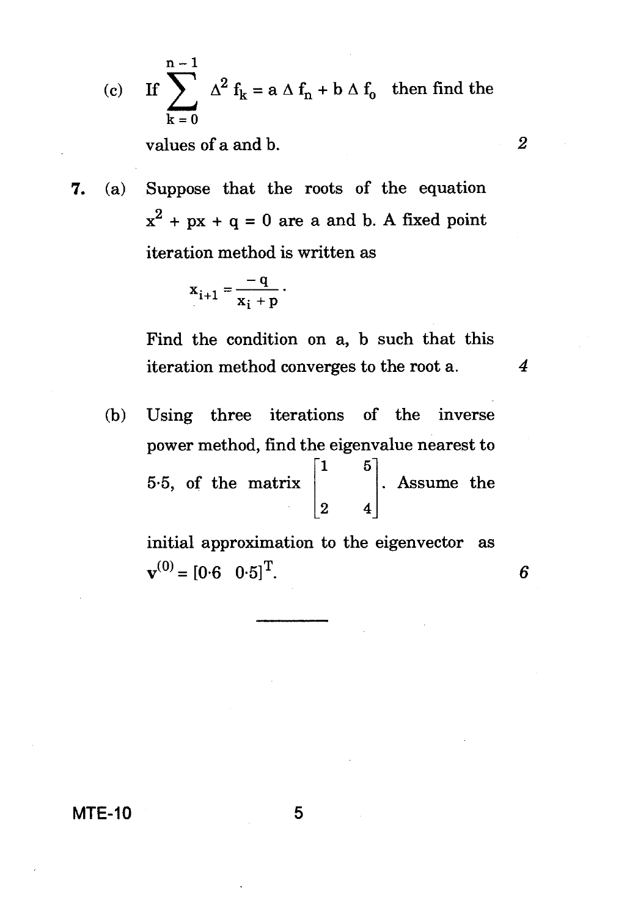(c) If $\sum_{k=0}^{n-1} \Delta^2 f_k = a \Delta f_n + b \Delta f_0$ then find the values of a and b. 2

**7.** (a) Suppose that the roots of the equation $x^2 + px + q = 0$ are a and b. A fixed point iteration method is written as

$$x_{i+1} = \frac{-q}{x_i + p}.$$

Find the condition on a, b such that this iteration method converges to the root a. 4

(b) Using three iterations of the inverse power method, find the eigenvalue nearest to 5·5, of the matrix $\begin{bmatrix} 1 & 5 \\ 2 & 4 \end{bmatrix}$. Assume the initial approximation to the eigenvector as $\mathbf{v}^{(0)} = [0{\cdot}6 \quad 0{\cdot}5]^T$. 6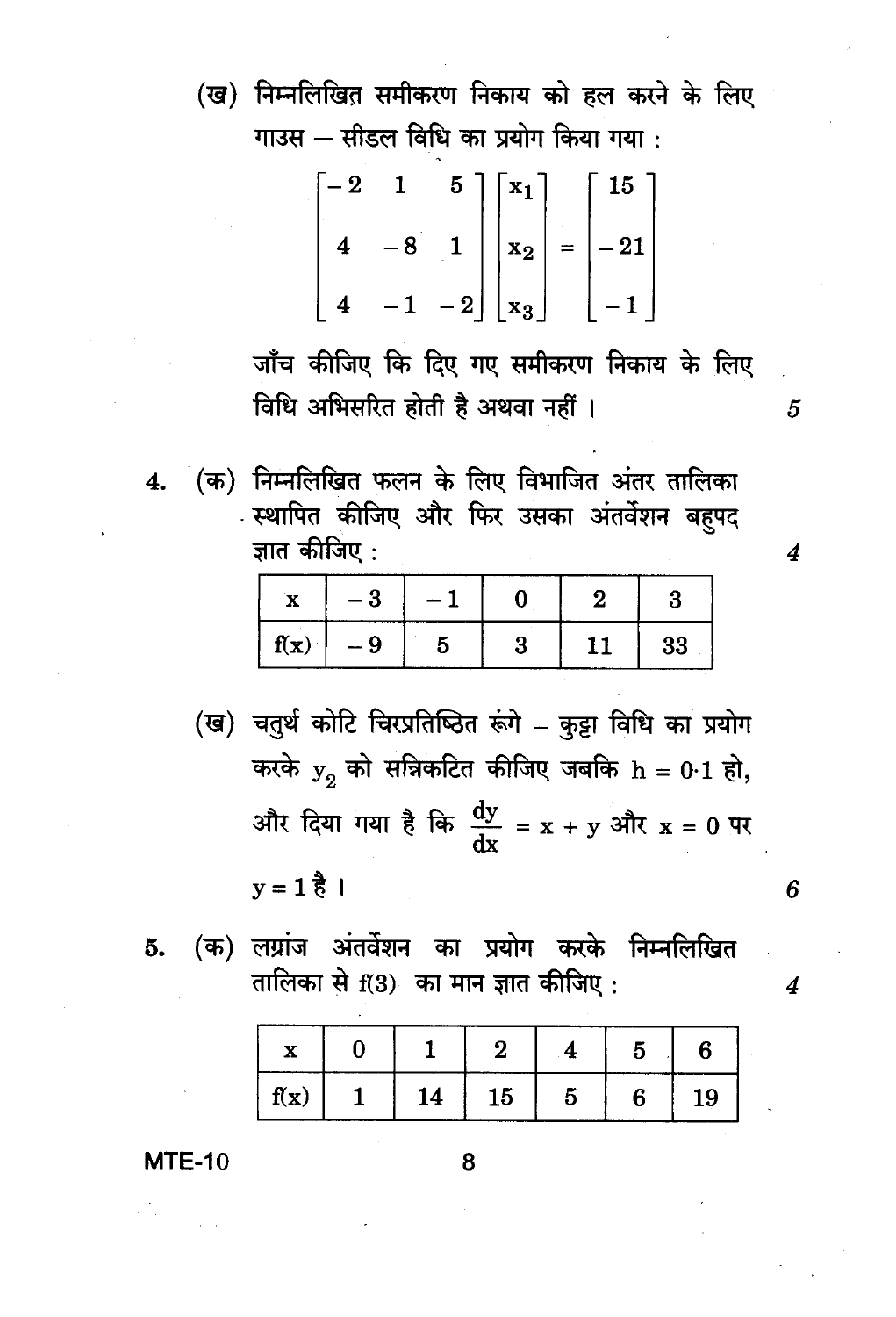(ख) निम्नलिखित समीकरण निकाय को हल करने के लिए गाउस – सीडल विधि का प्रयोग किया गया :

$$\begin{bmatrix} -2 & 1 & 5 \\ 4 & -8 & 1 \\ 4 & -1 & -2 \end{bmatrix} \begin{bmatrix} x_1 \\ x_2 \\ x_3 \end{bmatrix} = \begin{bmatrix} 15 \\ -21 \\ -1 \end{bmatrix}$$

जाँच कीजिए कि दिए गए समीकरण निकाय के लिए विधि अभिसरित होती है अथवा नहीं । 5

4. (क) निम्नलिखित फलन के लिए विभाजित अंतर तालिका स्थापित कीजिए और फिर उसका अंतर्वेशन बहुपद ज्ञात कीजिए : 4

| x | – 3 | – 1 | 0 | 2 | 3 |
|---|---|---|---|---|---|
| f(x) | – 9 | 5 | 3 | 11 | 33 |

(ख) चतुर्थ कोटि चिरप्रतिष्ठित रूंगे – कुट्टा विधि का प्रयोग करके $y_2$ को सन्निकटित कीजिए जबकि $h = 0{\cdot}1$ हो, और दिया गया है कि $\frac{dy}{dx} = x + y$ और $x = 0$ पर $y = 1$ है । 6

5. (क) लग्रांज अंतर्वेशन का प्रयोग करके निम्नलिखित तालिका से f(3) का मान ज्ञात कीजिए : 4

| x | 0 | 1 | 2 | 4 | 5 | 6 |
|---|---|---|---|---|---|---|
| f(x) | 1 | 14 | 15 | 5 | 6 | 19 |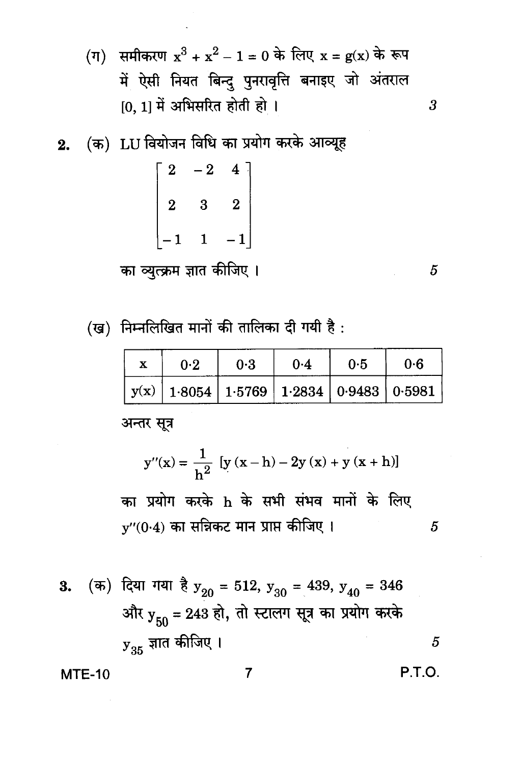(ग) समीकरण $x^3 + x^2 - 1 = 0$ के लिए $x = g(x)$ के रूप में ऐसी नियत बिन्दु पुनरावृत्ति बनाइए जो अंतराल $[0, 1]$ में अभिसरित होती हो । 3

**2.** (क) LU वियोजन विधि का प्रयोग करके आव्यूह

$$\begin{bmatrix} 2 & -2 & 4 \\ 2 & 3 & 2 \\ -1 & 1 & -1 \end{bmatrix}$$

का व्युत्क्रम ज्ञात कीजिए । 5

(ख) निम्नलिखित मानों की तालिका दी गयी है :

| x | 0·2 | 0·3 | 0·4 | 0·5 | 0·6 |
|---|---|---|---|---|---|
| y(x) | 1·8054 | 1·5769 | 1·2834 | 0·9483 | 0·5981 |

अन्तर सूत्र

$$y''(x) = \frac{1}{h^2} [y(x-h) - 2y(x) + y(x+h)]$$

का प्रयोग करके h के सभी संभव मानों के लिए $y''(0{\cdot}4)$ का सन्निकट मान प्राप्त कीजिए । 5

**3.** (क) दिया गया है $y_{20} = 512$, $y_{30} = 439$, $y_{40} = 346$ और $y_{50} = 243$ हो, तो स्टालग सूत्र का प्रयोग करके $y_{35}$ ज्ञात कीजिए । 5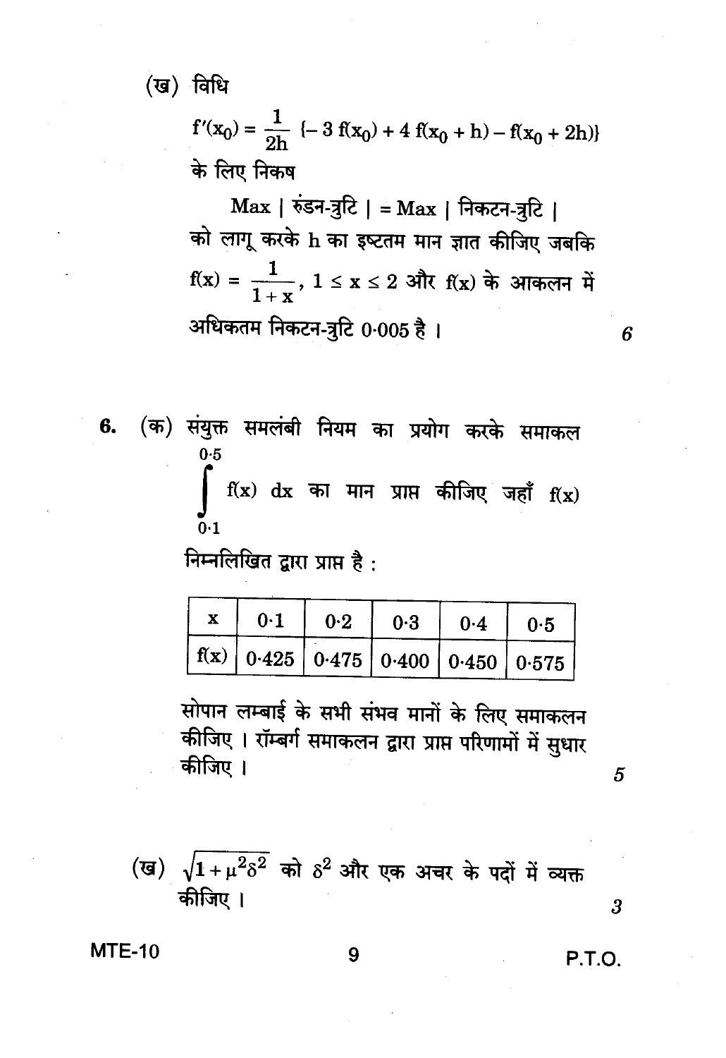(ख) विधि

$$f'(x_0) = \frac{1}{2h} \{-3\,f(x_0) + 4\,f(x_0 + h) - f(x_0 + 2h)\}$$

के लिए निकष

Max | रुंडन-त्रुटि | = Max | निकटन-त्रुटि |

को लागू करके h का इष्टतम मान ज्ञात कीजिए जबकि $f(x) = \frac{1}{1+x}$, $1 \le x \le 2$ और f(x) के आकलन में अधिकतम निकटन-त्रुटि 0·005 है । 6

6. (क) संयुक्त समलंबी नियम का प्रयोग करके समाकल $\int_{0.1}^{0.5} f(x)\,dx$ का मान प्राप्त कीजिए जहाँ f(x) निम्नलिखित द्वारा प्राप्त है :

| x | 0·1 | 0·2 | 0·3 | 0·4 | 0·5 |
|---|---|---|---|---|---|
| f(x) | 0·425 | 0·475 | 0·400 | 0·450 | 0·575 |

सोपान लम्बाई के सभी संभव मानों के लिए समाकलन कीजिए । रॉम्बर्ग समाकलन द्वारा प्राप्त परिणामों में सुधार कीजिए । 5

(ख) $\sqrt{1+\mu^2\delta^2}$ को $\delta^2$ और एक अचर के पदों में व्यक्त कीजिए । 3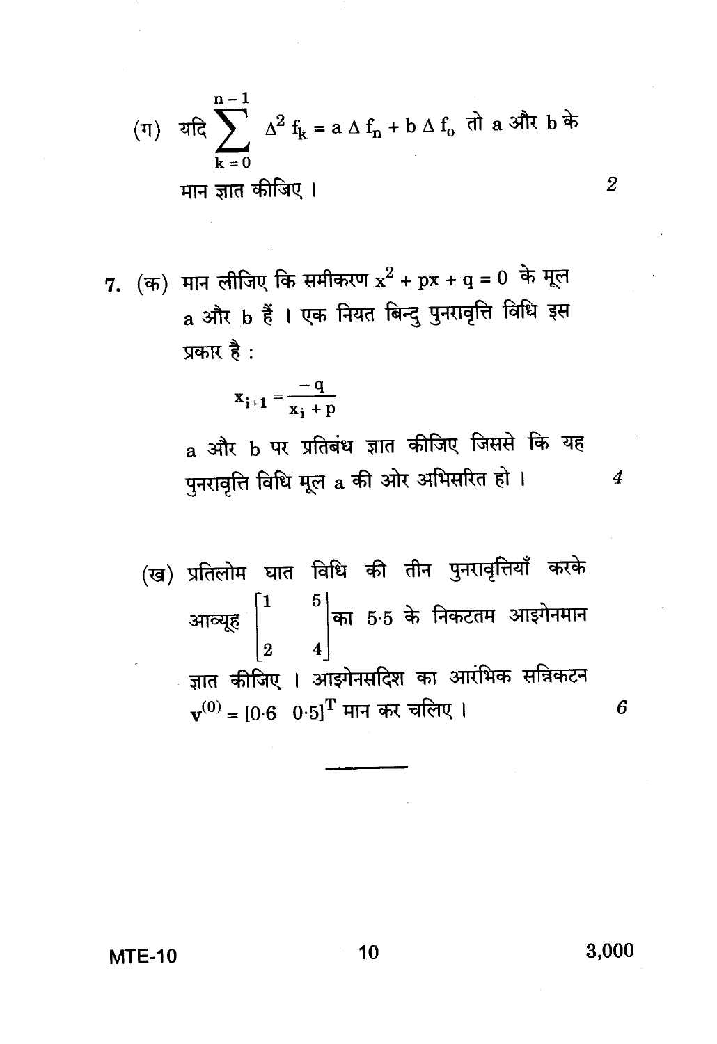(ग) यदि $\sum_{k=0}^{n-1} \Delta^2 f_k = a \Delta f_n + b \Delta f_0$ तो a और b के मान ज्ञात कीजिए । 2

7. (क) मान लीजिए कि समीकरण $x^2 + px + q = 0$ के मूल a और b हैं । एक नियत बिन्दु पुनरावृत्ति विधि इस प्रकार है :

$$x_{i+1} = \frac{-q}{x_i + p}$$

a और b पर प्रतिबंध ज्ञात कीजिए जिससे कि यह पुनरावृत्ति विधि मूल a की ओर अभिसरित हो । 4

(ख) प्रतिलोम घात विधि की तीन पुनरावृत्तियाँ करके आव्यूह $\begin{bmatrix} 1 & 5 \\ 2 & 4 \end{bmatrix}$ का 5·5 के निकटतम आइगेनमान ज्ञात कीजिए । आइगेनसदिश का आरंभिक सन्निकटन $\mathbf{v}^{(0)} = [0{\cdot}6 \quad 0{\cdot}5]^T$ मान कर चलिए । 6